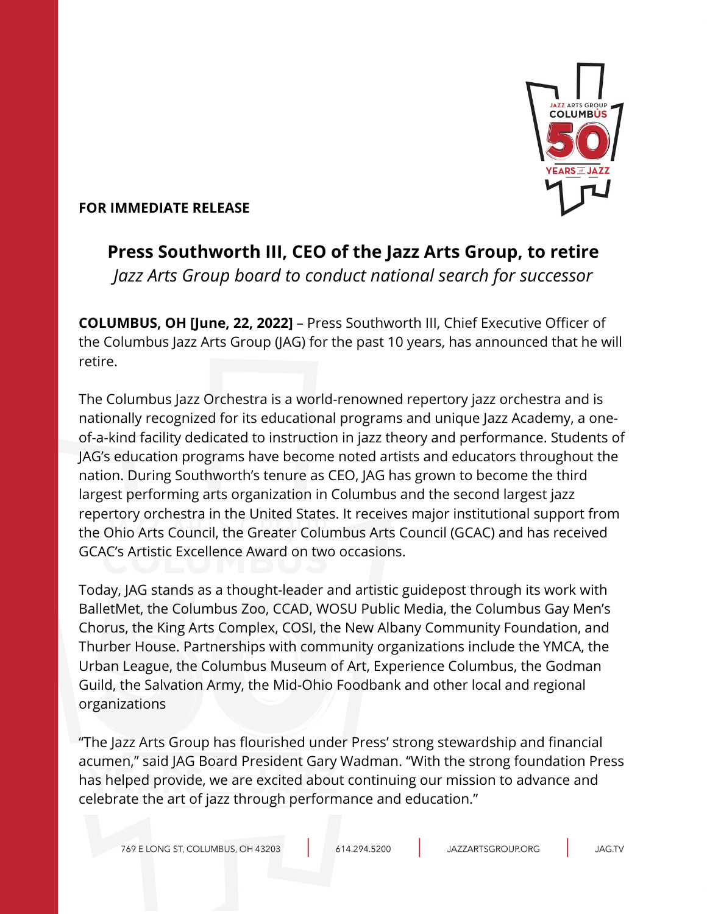**FOR IMMEDIATE RELEASE**

# Press Southworth III, CEO of the Jazz Arts Group, to retire

*Jazz Arts Group board to conduct national search for successor*

**COLUMBUS, OH [June, 22, 2022]** – Press Southworth III, Chief Executive Officer of the Columbus Jazz Arts Group (JAG) for the past 10 years, has announced that he will retire.

The Columbus Jazz Orchestra is a world-renowned repertory jazz orchestra and is nationally recognized for its educational programs and unique Jazz Academy, a one-of-a-kind facility dedicated to instruction in jazz theory and performance. Students of JAG's education programs have become noted artists and educators throughout the nation. During Southworth's tenure as CEO, JAG has grown to become the third largest performing arts organization in Columbus and the second largest jazz repertory orchestra in the United States. It receives major institutional support from the Ohio Arts Council, the Greater Columbus Arts Council (GCAC) and has received GCAC's Artistic Excellence Award on two occasions.

Today, JAG stands as a thought-leader and artistic guidepost through its work with BalletMet, the Columbus Zoo, CCAD, WOSU Public Media, the Columbus Gay Men's Chorus, the King Arts Complex, COSI, the New Albany Community Foundation, and Thurber House. Partnerships with community organizations include the YMCA, the Urban League, the Columbus Museum of Art, Experience Columbus, the Godman Guild, the Salvation Army, the Mid-Ohio Foodbank and other local and regional organizations

"The Jazz Arts Group has flourished under Press' strong stewardship and financial acumen," said JAG Board President Gary Wadman. "With the strong foundation Press has helped provide, we are excited about continuing our mission to advance and celebrate the art of jazz through performance and education."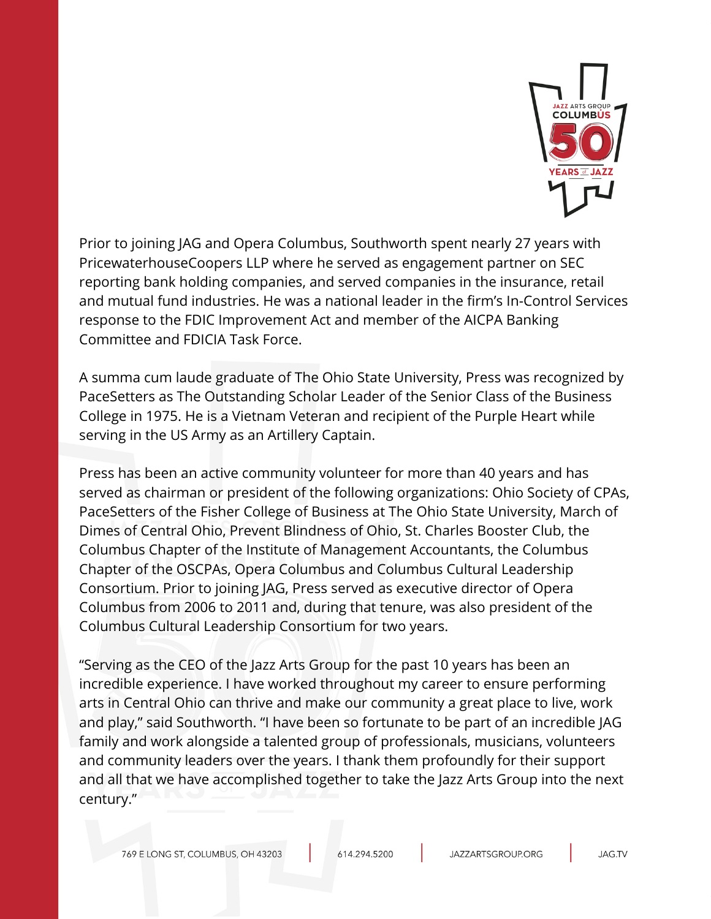Prior to joining JAG and Opera Columbus, Southworth spent nearly 27 years with PricewaterhouseCoopers LLP where he served as engagement partner on SEC reporting bank holding companies, and served companies in the insurance, retail and mutual fund industries. He was a national leader in the firm's In-Control Services response to the FDIC Improvement Act and member of the AICPA Banking Committee and FDICIA Task Force.

A summa cum laude graduate of The Ohio State University, Press was recognized by PaceSetters as The Outstanding Scholar Leader of the Senior Class of the Business College in 1975. He is a Vietnam Veteran and recipient of the Purple Heart while serving in the US Army as an Artillery Captain.

Press has been an active community volunteer for more than 40 years and has served as chairman or president of the following organizations: Ohio Society of CPAs, PaceSetters of the Fisher College of Business at The Ohio State University, March of Dimes of Central Ohio, Prevent Blindness of Ohio, St. Charles Booster Club, the Columbus Chapter of the Institute of Management Accountants, the Columbus Chapter of the OSCPAs, Opera Columbus and Columbus Cultural Leadership Consortium. Prior to joining JAG, Press served as executive director of Opera Columbus from 2006 to 2011 and, during that tenure, was also president of the Columbus Cultural Leadership Consortium for two years.

"Serving as the CEO of the Jazz Arts Group for the past 10 years has been an incredible experience. I have worked throughout my career to ensure performing arts in Central Ohio can thrive and make our community a great place to live, work and play," said Southworth. "I have been so fortunate to be part of an incredible JAG family and work alongside a talented group of professionals, musicians, volunteers and community leaders over the years. I thank them profoundly for their support and all that we have accomplished together to take the Jazz Arts Group into the next century."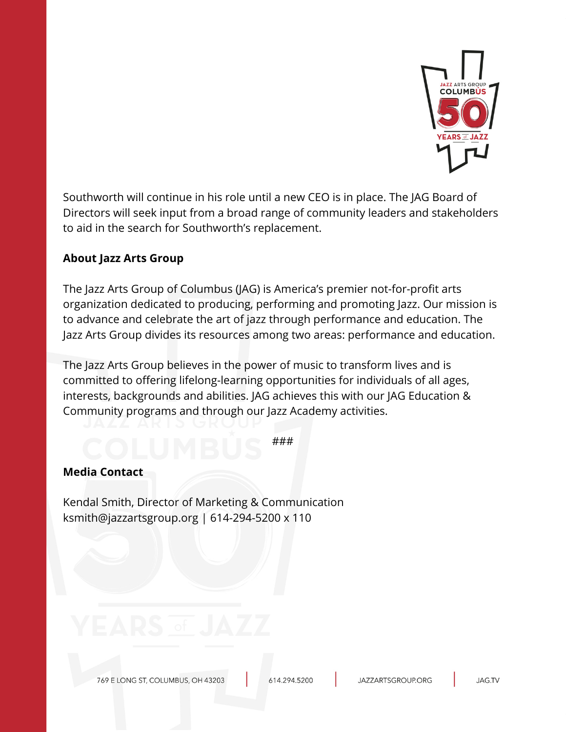Southworth will continue in his role until a new CEO is in place. The JAG Board of Directors will seek input from a broad range of community leaders and stakeholders to aid in the search for Southworth's replacement.

**About Jazz Arts Group**

The Jazz Arts Group of Columbus (JAG) is America's premier not-for-profit arts organization dedicated to producing, performing and promoting Jazz. Our mission is to advance and celebrate the art of jazz through performance and education. The Jazz Arts Group divides its resources among two areas: performance and education.

The Jazz Arts Group believes in the power of music to transform lives and is committed to offering lifelong-learning opportunities for individuals of all ages, interests, backgrounds and abilities. JAG achieves this with our JAG Education & Community programs and through our Jazz Academy activities.

###

**Media Contact**

Kendal Smith, Director of Marketing & Communication
ksmith@jazzartsgroup.org | 614-294-5200 x 110